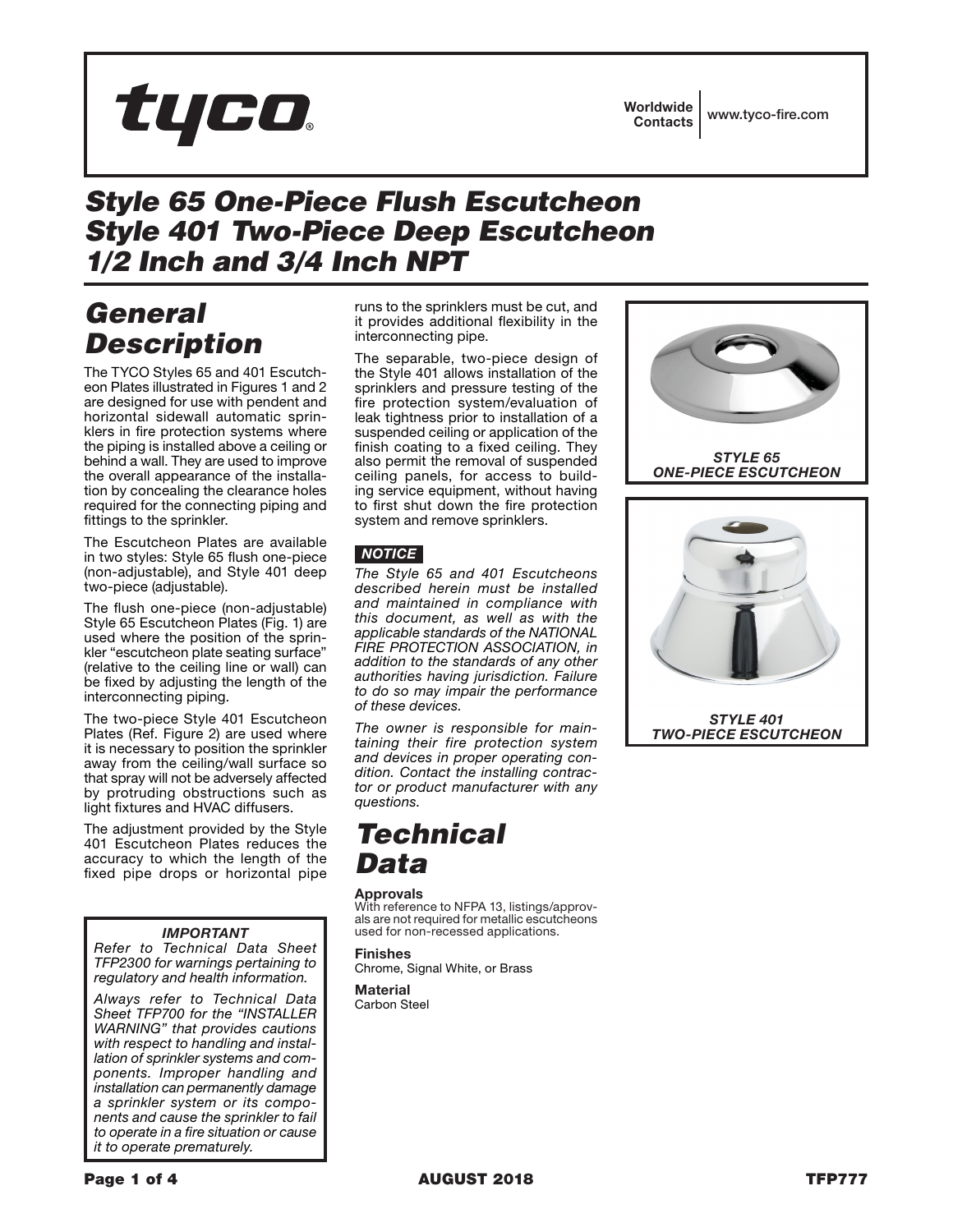tyco®

Worldwide Contacts | www.tyco-fire.com

# Style 65 One-Piece Flush Escutcheon Style 401 Two-Piece Deep Escutcheon 1/2 Inch and 3/4 Inch NPT

## General Description

The TYCO Styles 65 and 401 Escutcheon Plates illustrated in Figures 1 and 2 are designed for use with pendent and horizontal sidewall automatic sprinklers in fire protection systems where the piping is installed above a ceiling or behind a wall. They are used to improve the overall appearance of the installation by concealing the clearance holes required for the connecting piping and fittings to the sprinkler.

The Escutcheon Plates are available in two styles: Style 65 flush one-piece (non-adjustable), and Style 401 deep two-piece (adjustable).

The flush one-piece (non-adjustable) Style 65 Escutcheon Plates (Fig. 1) are used where the position of the sprinkler "escutcheon plate seating surface" (relative to the ceiling line or wall) can be fixed by adjusting the length of the interconnecting piping.

The two-piece Style 401 Escutcheon Plates (Ref. Figure 2) are used where it is necessary to position the sprinkler away from the ceiling/wall surface so that spray will not be adversely affected by protruding obstructions such as light fixtures and HVAC diffusers.

The adjustment provided by the Style 401 Escutcheon Plates reduces the accuracy to which the length of the fixed pipe drops or horizontal pipe runs to the sprinklers must be cut, and it provides additional flexibility in the interconnecting pipe.

The separable, two-piece design of the Style 401 allows installation of the sprinklers and pressure testing of the fire protection system/evaluation of leak tightness prior to installation of a suspended ceiling or application of the finish coating to a fixed ceiling. They also permit the removal of suspended ceiling panels, for access to building service equipment, without having to first shut down the fire protection system and remove sprinklers.

***IMPORTANT***

*Refer to Technical Data Sheet TFP2300 for warnings pertaining to regulatory and health information.*

*Always refer to Technical Data Sheet TFP700 for the "INSTALLER WARNING" that provides cautions with respect to handling and installation of sprinkler systems and components. Improper handling and installation can permanently damage a sprinkler system or its components and cause the sprinkler to fail to operate in a fire situation or cause it to operate prematurely.*

***NOTICE***

*The Style 65 and 401 Escutcheons described herein must be installed and maintained in compliance with this document, as well as with the applicable standards of the NATIONAL FIRE PROTECTION ASSOCIATION, in addition to the standards of any other authorities having jurisdiction. Failure to do so may impair the performance of these devices.*

*The owner is responsible for maintaining their fire protection system and devices in proper operating condition. Contact the installing contractor or product manufacturer with any questions.*

## Technical Data

**Approvals**
With reference to NFPA 13, listings/approvals are not required for metallic escutcheons used for non-recessed applications.

**Finishes**
Chrome, Signal White, or Brass

**Material**
Carbon Steel

*STYLE 65 ONE-PIECE ESCUTCHEON*

*STYLE 401 TWO-PIECE ESCUTCHEON*

AUGUST 2018 TFP777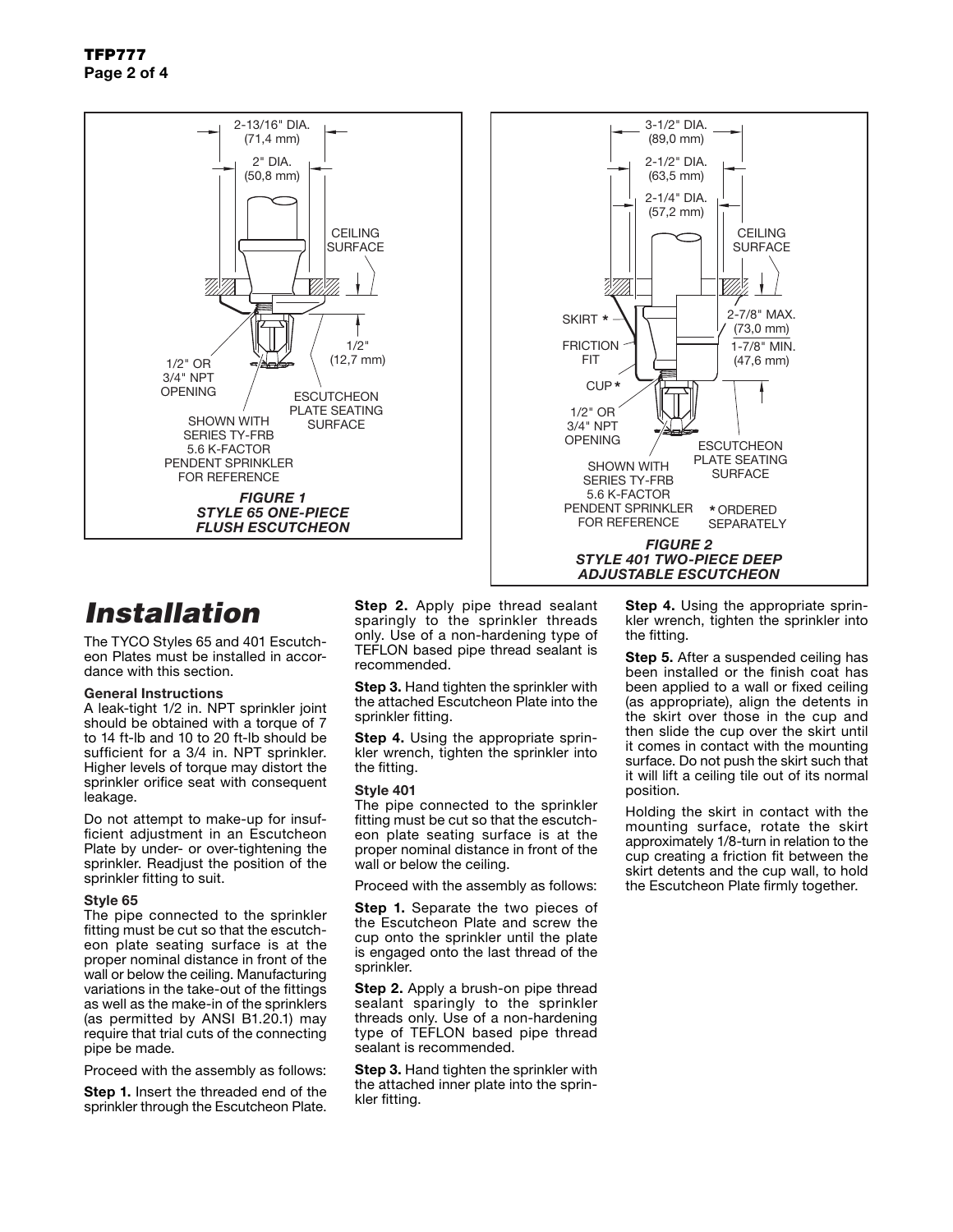2-13/16" DIA. (71,4 mm)

2" DIA. (50,8 mm)

CEILING SURFACE

1/2" (12,7 mm)

1/2" OR 3/4" NPT OPENING

ESCUTCHEON PLATE SEATING SURFACE

SHOWN WITH SERIES TY-FRB 5.6 K-FACTOR PENDENT SPRINKLER FOR REFERENCE

***FIGURE 1***
***STYLE 65 ONE-PIECE FLUSH ESCUTCHEON***

3-1/2" DIA. (89,0 mm)

2-1/2" DIA. (63,5 mm)

2-1/4" DIA. (57,2 mm)

CEILING SURFACE

SKIRT *

FRICTION FIT

CUP *

2-7/8" MAX. (73,0 mm)

1-7/8" MIN. (47,6 mm)

1/2" OR 3/4" NPT OPENING

ESCUTCHEON PLATE SEATING SURFACE

SHOWN WITH SERIES TY-FRB 5.6 K-FACTOR PENDENT SPRINKLER FOR REFERENCE

* ORDERED SEPARATELY

***FIGURE 2***
***STYLE 401 TWO-PIECE DEEP ADJUSTABLE ESCUTCHEON***

# *Installation*

The TYCO Styles 65 and 401 Escutcheon Plates must be installed in accordance with this section.

**General Instructions**

A leak-tight 1/2 in. NPT sprinkler joint should be obtained with a torque of 7 to 14 ft-lb and 10 to 20 ft-lb should be sufficient for a 3/4 in. NPT sprinkler. Higher levels of torque may distort the sprinkler orifice seat with consequent leakage.

Do not attempt to make-up for insufficient adjustment in an Escutcheon Plate by under- or over-tightening the sprinkler. Readjust the position of the sprinkler fitting to suit.

**Style 65**

The pipe connected to the sprinkler fitting must be cut so that the escutcheon plate seating surface is at the proper nominal distance in front of the wall or below the ceiling. Manufacturing variations in the take-out of the fittings as well as the make-in of the sprinklers (as permitted by ANSI B1.20.1) may require that trial cuts of the connecting pipe be made.

Proceed with the assembly as follows:

**Step 1.** Insert the threaded end of the sprinkler through the Escutcheon Plate.

**Step 2.** Apply pipe thread sealant sparingly to the sprinkler threads only. Use of a non-hardening type of TEFLON based pipe thread sealant is recommended.

**Step 3.** Hand tighten the sprinkler with the attached Escutcheon Plate into the sprinkler fitting.

**Step 4.** Using the appropriate sprinkler wrench, tighten the sprinkler into the fitting.

**Style 401**

The pipe connected to the sprinkler fitting must be cut so that the escutcheon plate seating surface is at the proper nominal distance in front of the wall or below the ceiling.

Proceed with the assembly as follows:

**Step 1.** Separate the two pieces of the Escutcheon Plate and screw the cup onto the sprinkler until the plate is engaged onto the last thread of the sprinkler.

**Step 2.** Apply a brush-on pipe thread sealant sparingly to the sprinkler threads only. Use of a non-hardening type of TEFLON based pipe thread sealant is recommended.

**Step 3.** Hand tighten the sprinkler with the attached inner plate into the sprinkler fitting.

**Step 4.** Using the appropriate sprinkler wrench, tighten the sprinkler into the fitting.

**Step 5.** After a suspended ceiling has been installed or the finish coat has been applied to a wall or fixed ceiling (as appropriate), align the detents in the skirt over those in the cup and then slide the cup over the skirt until it comes in contact with the mounting surface. Do not push the skirt such that it will lift a ceiling tile out of its normal position.

Holding the skirt in contact with the mounting surface, rotate the skirt approximately 1/8-turn in relation to the cup creating a friction fit between the skirt detents and the cup wall, to hold the Escutcheon Plate firmly together.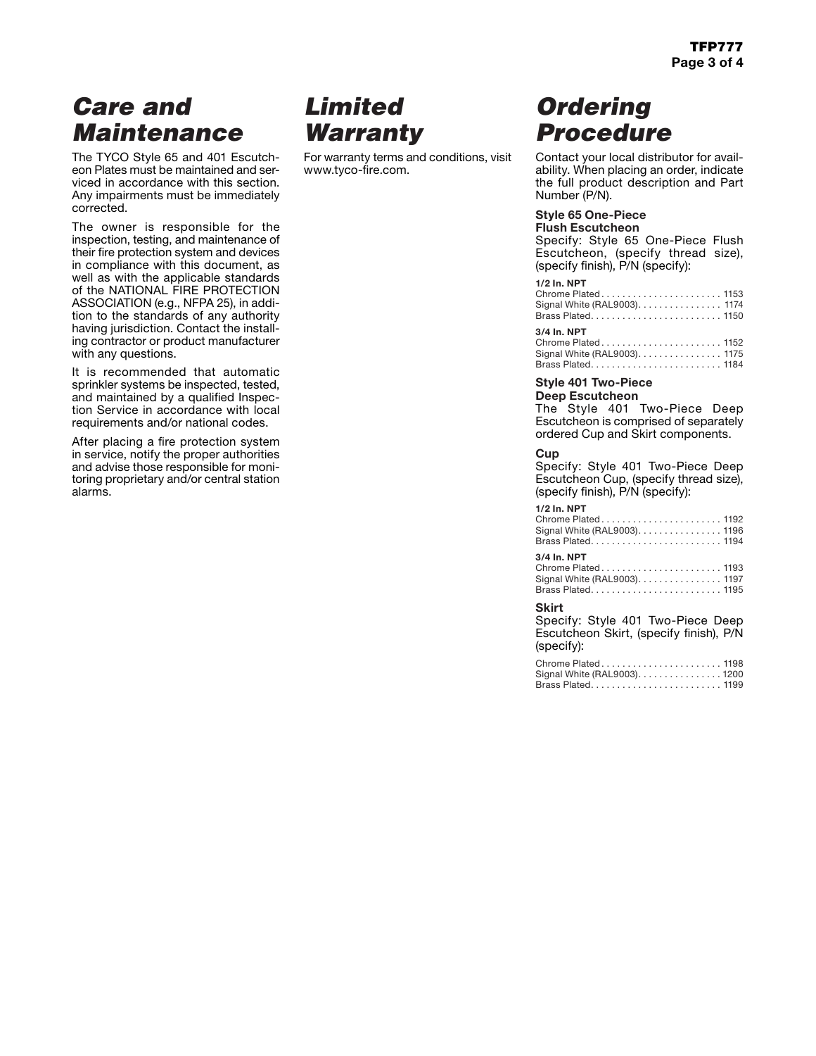# Care and Maintenance

The TYCO Style 65 and 401 Escutcheon Plates must be maintained and serviced in accordance with this section. Any impairments must be immediately corrected.

The owner is responsible for the inspection, testing, and maintenance of their fire protection system and devices in compliance with this document, as well as with the applicable standards of the NATIONAL FIRE PROTECTION ASSOCIATION (e.g., NFPA 25), in addition to the standards of any authority having jurisdiction. Contact the installing contractor or product manufacturer with any questions.

It is recommended that automatic sprinkler systems be inspected, tested, and maintained by a qualified Inspection Service in accordance with local requirements and/or national codes.

After placing a fire protection system in service, notify the proper authorities and advise those responsible for monitoring proprietary and/or central station alarms.

# Limited Warranty

For warranty terms and conditions, visit www.tyco-fire.com.

# Ordering Procedure

Contact your local distributor for availability. When placing an order, indicate the full product description and Part Number (P/N).

**Style 65 One-Piece Flush Escutcheon**

Specify: Style 65 One-Piece Flush Escutcheon, (specify thread size), (specify finish), P/N (specify):

**1/2 In. NPT**
Chrome Plated . . . . . . . . . . . . . . . . . . . . . . . 1153
Signal White (RAL9003) . . . . . . . . . . . . . . . . 1174
Brass Plated . . . . . . . . . . . . . . . . . . . . . . . . . 1150

**3/4 In. NPT**
Chrome Plated . . . . . . . . . . . . . . . . . . . . . . . 1152
Signal White (RAL9003) . . . . . . . . . . . . . . . . 1175
Brass Plated . . . . . . . . . . . . . . . . . . . . . . . . . 1184

**Style 401 Two-Piece Deep Escutcheon**

The Style 401 Two-Piece Deep Escutcheon is comprised of separately ordered Cup and Skirt components.

**Cup**

Specify: Style 401 Two-Piece Deep Escutcheon Cup, (specify thread size), (specify finish), P/N (specify):

**1/2 In. NPT**
Chrome Plated . . . . . . . . . . . . . . . . . . . . . . . 1192
Signal White (RAL9003) . . . . . . . . . . . . . . . . 1196
Brass Plated . . . . . . . . . . . . . . . . . . . . . . . . . 1194

**3/4 In. NPT**
Chrome Plated . . . . . . . . . . . . . . . . . . . . . . . 1193
Signal White (RAL9003) . . . . . . . . . . . . . . . . 1197
Brass Plated . . . . . . . . . . . . . . . . . . . . . . . . . 1195

**Skirt**

Specify: Style 401 Two-Piece Deep Escutcheon Skirt, (specify finish), P/N (specify):

Chrome Plated . . . . . . . . . . . . . . . . . . . . . . . 1198
Signal White (RAL9003) . . . . . . . . . . . . . . . . 1200
Brass Plated . . . . . . . . . . . . . . . . . . . . . . . . . 1199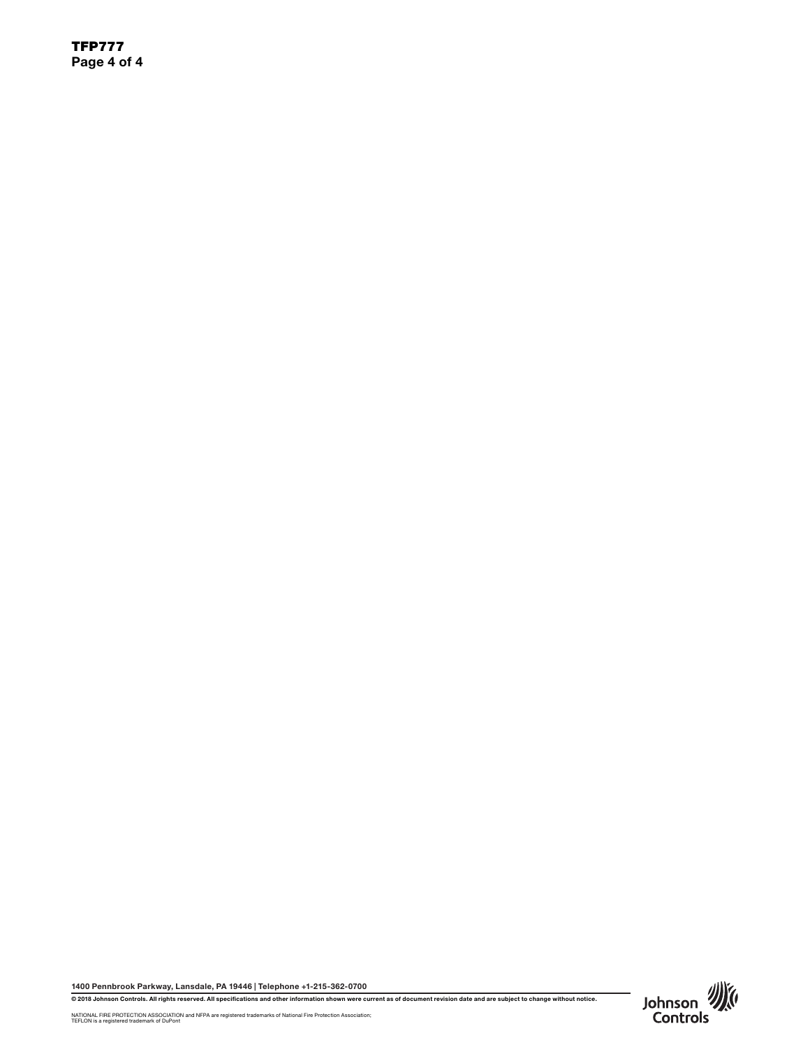**1400 Pennbrook Parkway, Lansdale, PA 19446 | Telephone +1-215-362-0700**

**© 2018 Johnson Controls. All rights reserved. All specifications and other information shown were current as of document revision date and are subject to change without notice.**

NATIONAL FIRE PROTECTION ASSOCIATION and NFPA are registered trademarks of National Fire Protection Association;
TEFLON is a registered trademark of DuPont